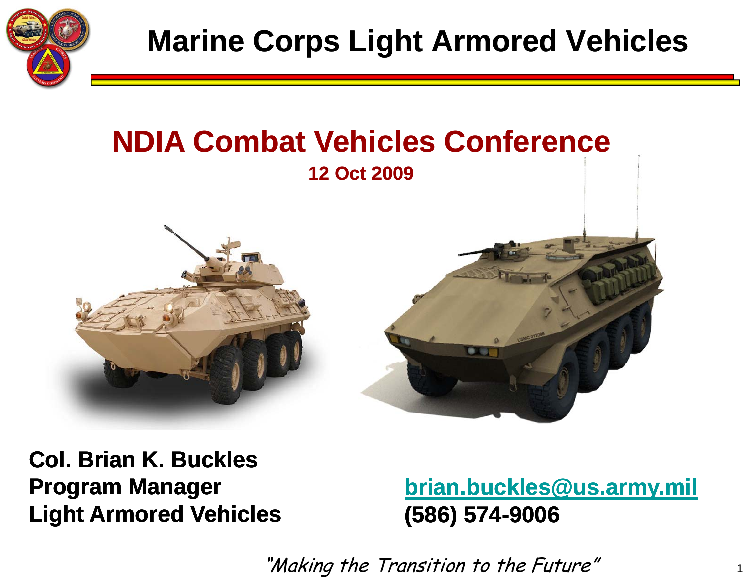# Marine Corps Light Armored Vehicles

## NDIA Combat Vehicles Conference

**12 Oct 2009**

**Col. Brian K. Buckles**
**Program Manager**
**Light Armored Vehicles**

**brian.buckles@us.army.mil**
**(586) 574-9006**

*"Making the Transition to the Future"*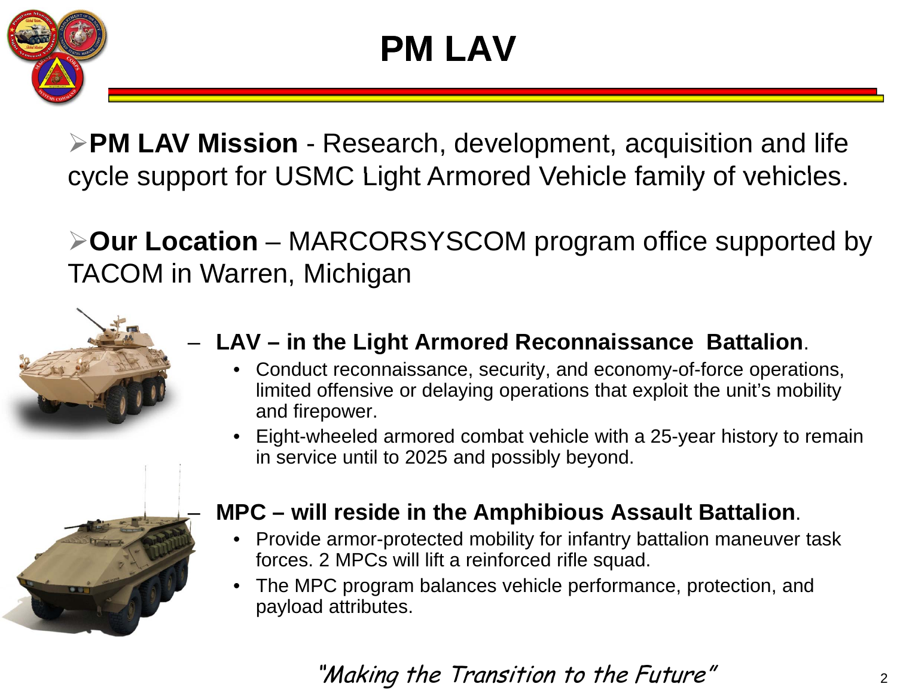# PM LAV

- **PM LAV Mission** - Research, development, acquisition and life cycle support for USMC Light Armored Vehicle family of vehicles.

- **Our Location** – MARCORSYSCOM program office supported by TACOM in Warren, Michigan

  - **LAV – in the Light Armored Reconnaissance Battalion**.
    - Conduct reconnaissance, security, and economy-of-force operations, limited offensive or delaying operations that exploit the unit's mobility and firepower.
    - Eight-wheeled armored combat vehicle with a 25-year history to remain in service until to 2025 and possibly beyond.

  - **MPC – will reside in the Amphibious Assault Battalion**.
    - Provide armor-protected mobility for infantry battalion maneuver task forces. 2 MPCs will lift a reinforced rifle squad.
    - The MPC program balances vehicle performance, protection, and payload attributes.

*"Making the Transition to the Future"*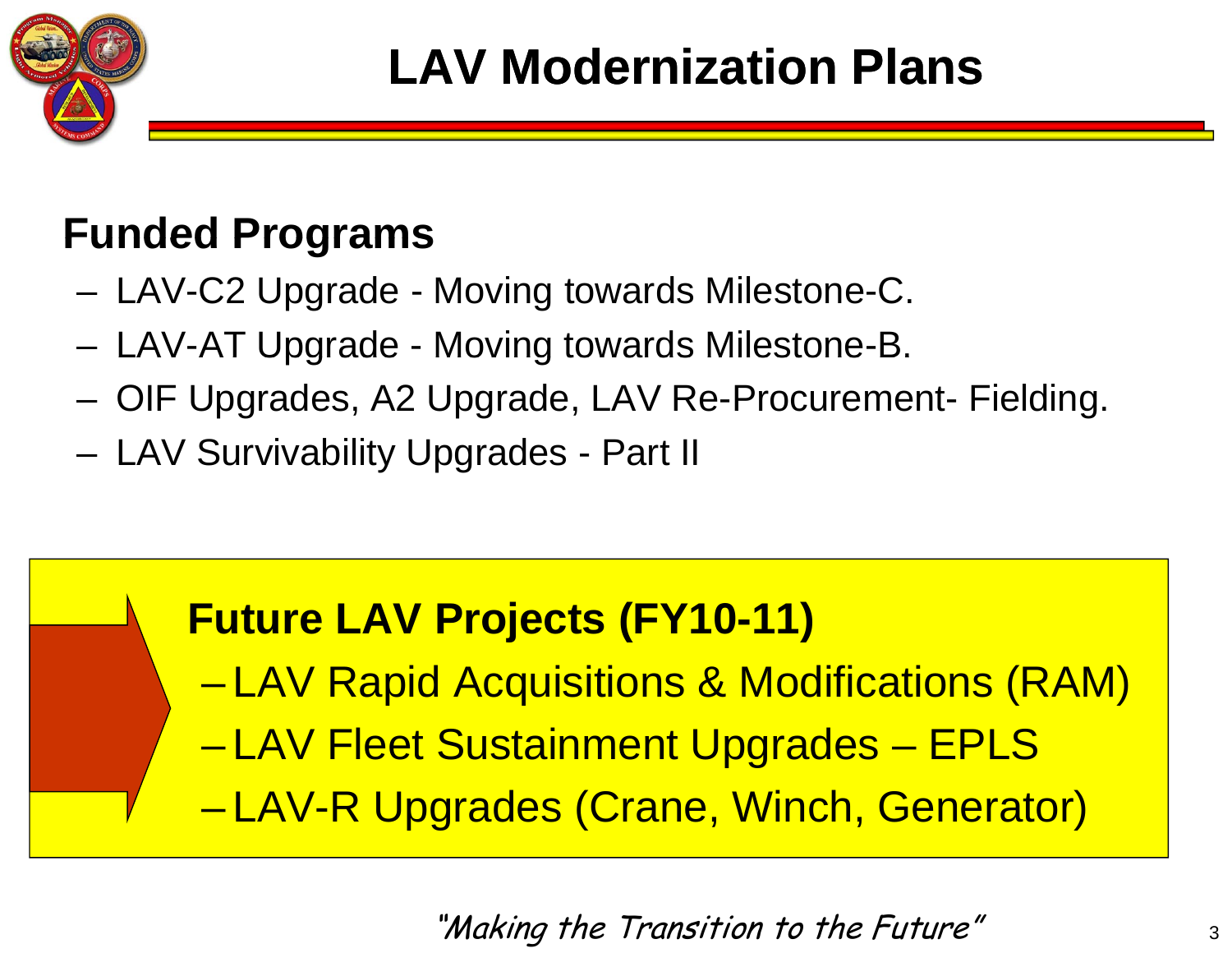# LAV Modernization Plans

## Funded Programs

- LAV-C2 Upgrade - Moving towards Milestone-C.
- LAV-AT Upgrade - Moving towards Milestone-B.
- OIF Upgrades, A2 Upgrade, LAV Re-Procurement- Fielding.
- LAV Survivability Upgrades - Part II

## Future LAV Projects (FY10-11)

- LAV Rapid Acquisitions & Modifications (RAM)
- LAV Fleet Sustainment Upgrades – EPLS
- LAV-R Upgrades (Crane, Winch, Generator)

*"Making the Transition to the Future"*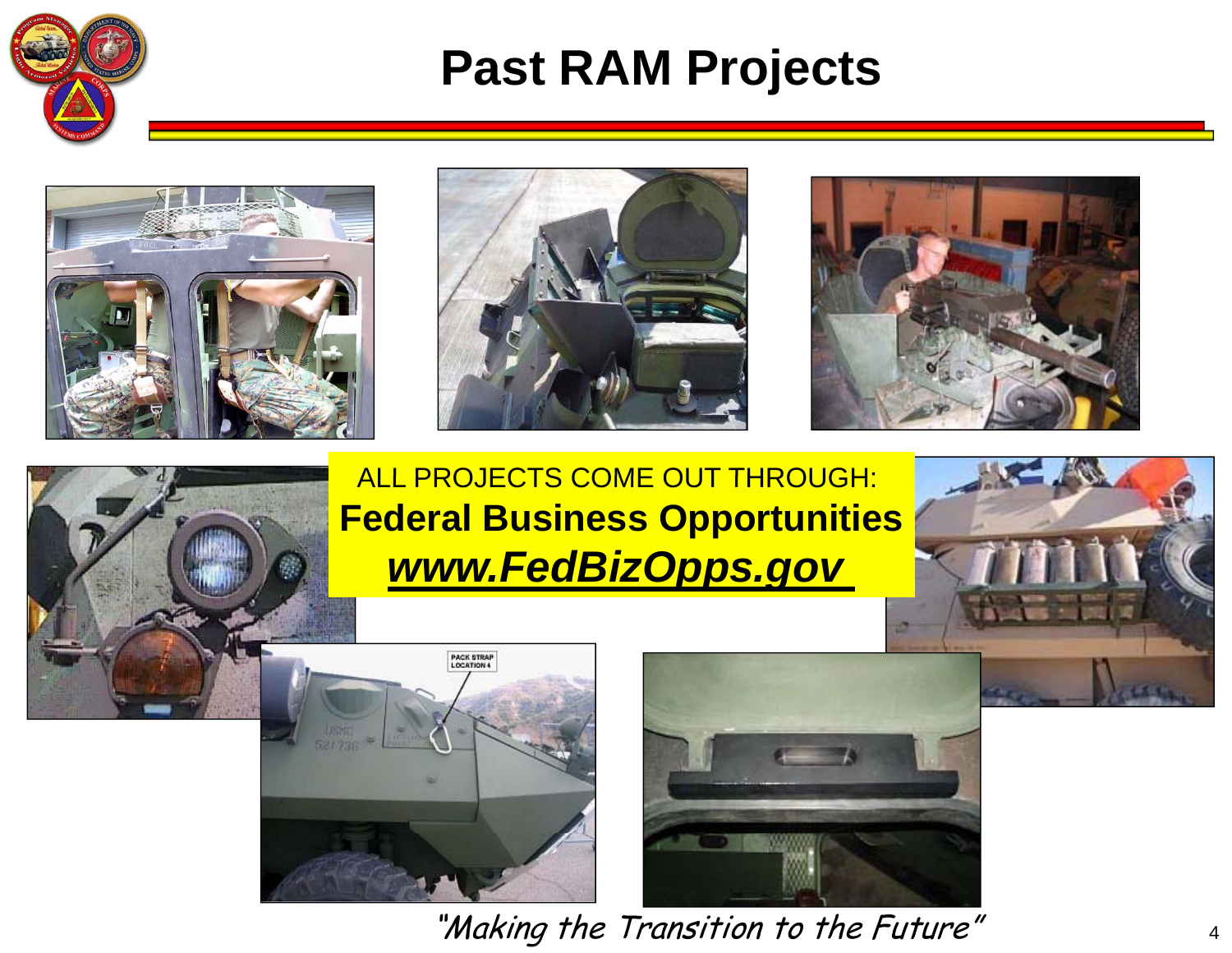# Past RAM Projects

ALL PROJECTS COME OUT THROUGH:

**Federal Business Opportunities**

***www.FedBizOpps.gov***

*"Making the Transition to the Future"*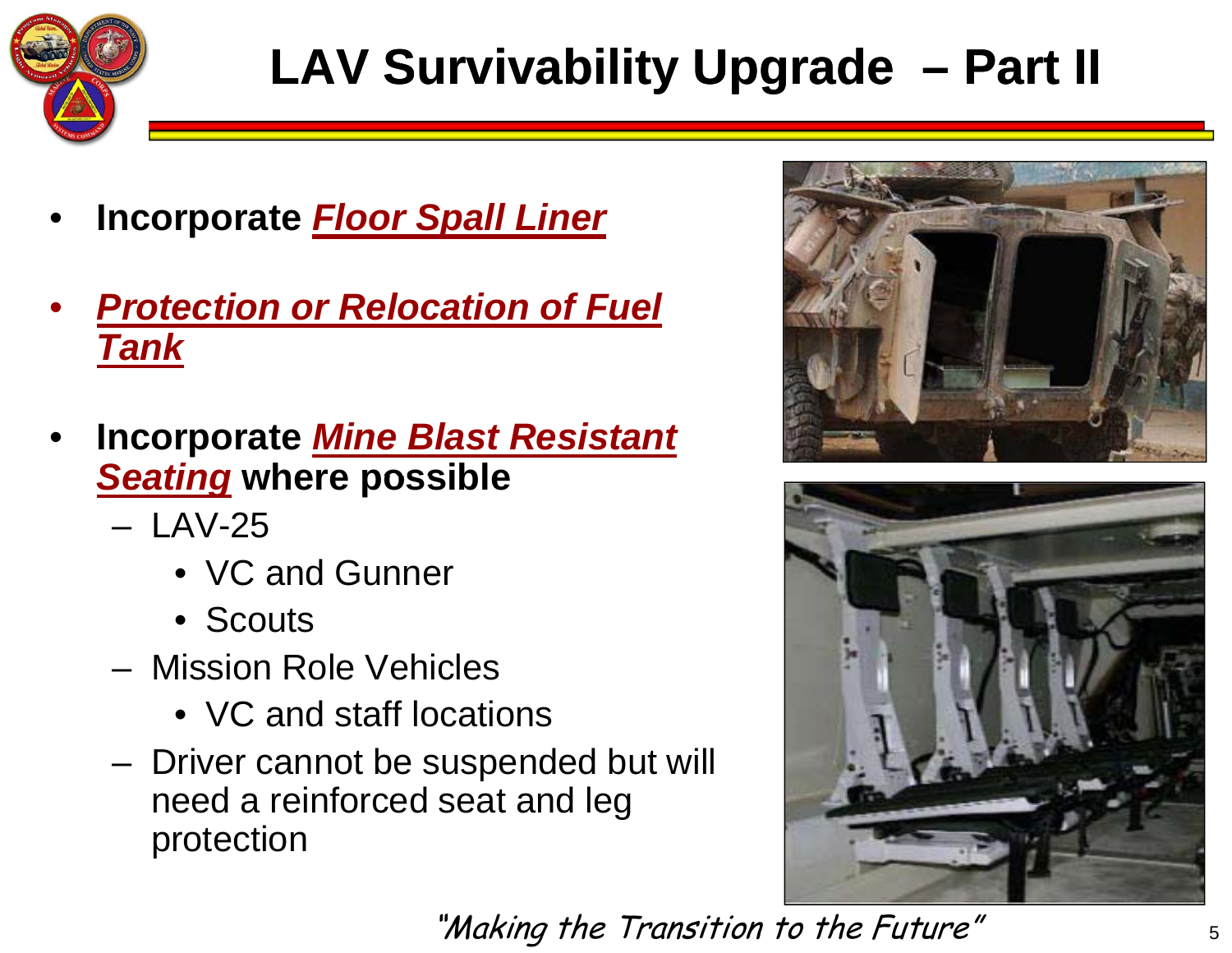# LAV Survivability Upgrade – Part II

- **Incorporate *Floor Spall Liner***
- ***Protection or Relocation of Fuel Tank***
- **Incorporate *Mine Blast Resistant Seating* where possible**
  - LAV-25
    - VC and Gunner
    - Scouts
  - Mission Role Vehicles
    - VC and staff locations
  - Driver cannot be suspended but will need a reinforced seat and leg protection

*"Making the Transition to the Future"*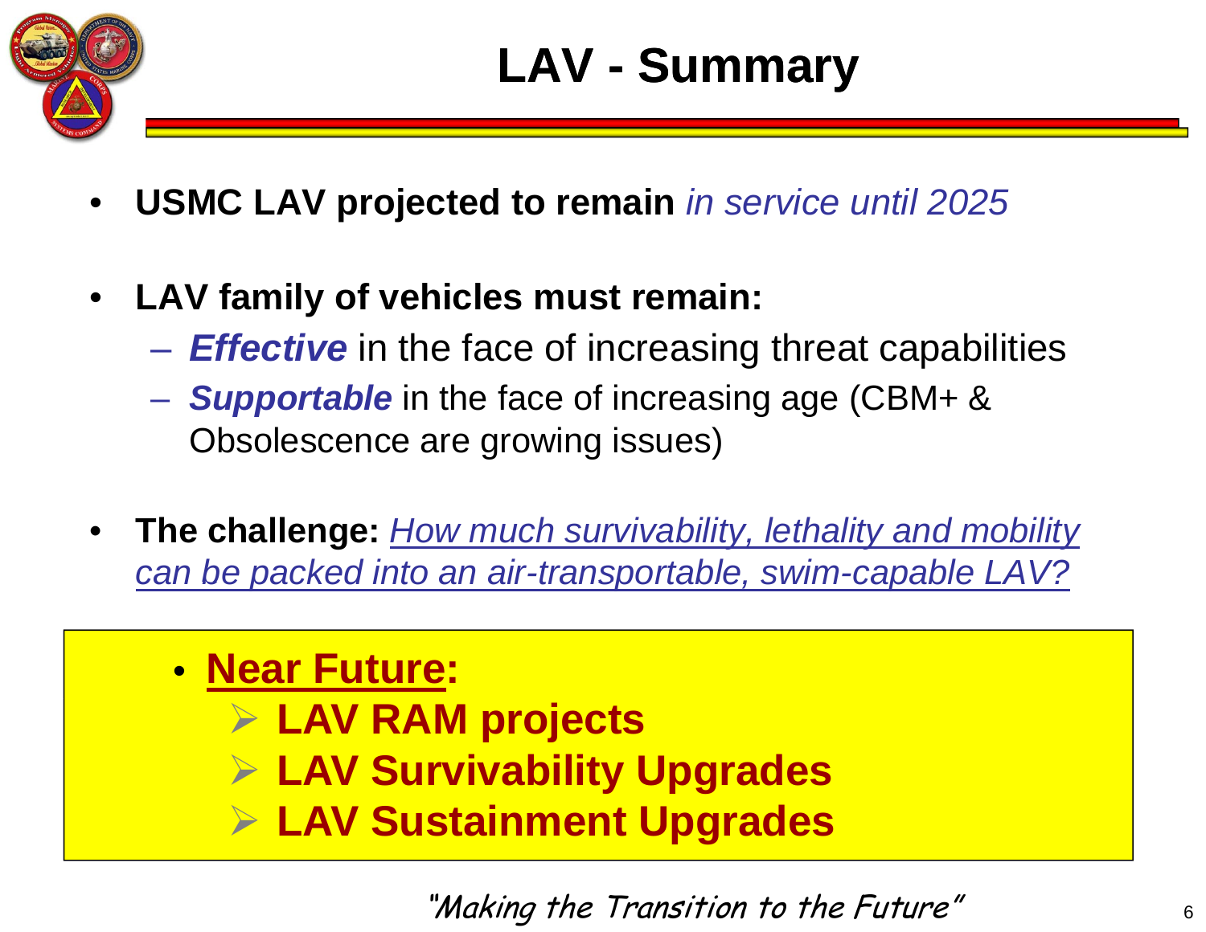# LAV - Summary

- **USMC LAV projected to remain** *in service until 2025*

- **LAV family of vehicles must remain:**
  - ***Effective*** in the face of increasing threat capabilities
  - ***Supportable*** in the face of increasing age (CBM+ & Obsolescence are growing issues)

- **The challenge:** *How much survivability, lethality and mobility can be packed into an air-transportable, swim-capable LAV?*

- **Near Future:**
  - **LAV RAM projects**
  - **LAV Survivability Upgrades**
  - **LAV Sustainment Upgrades**

*"Making the Transition to the Future"*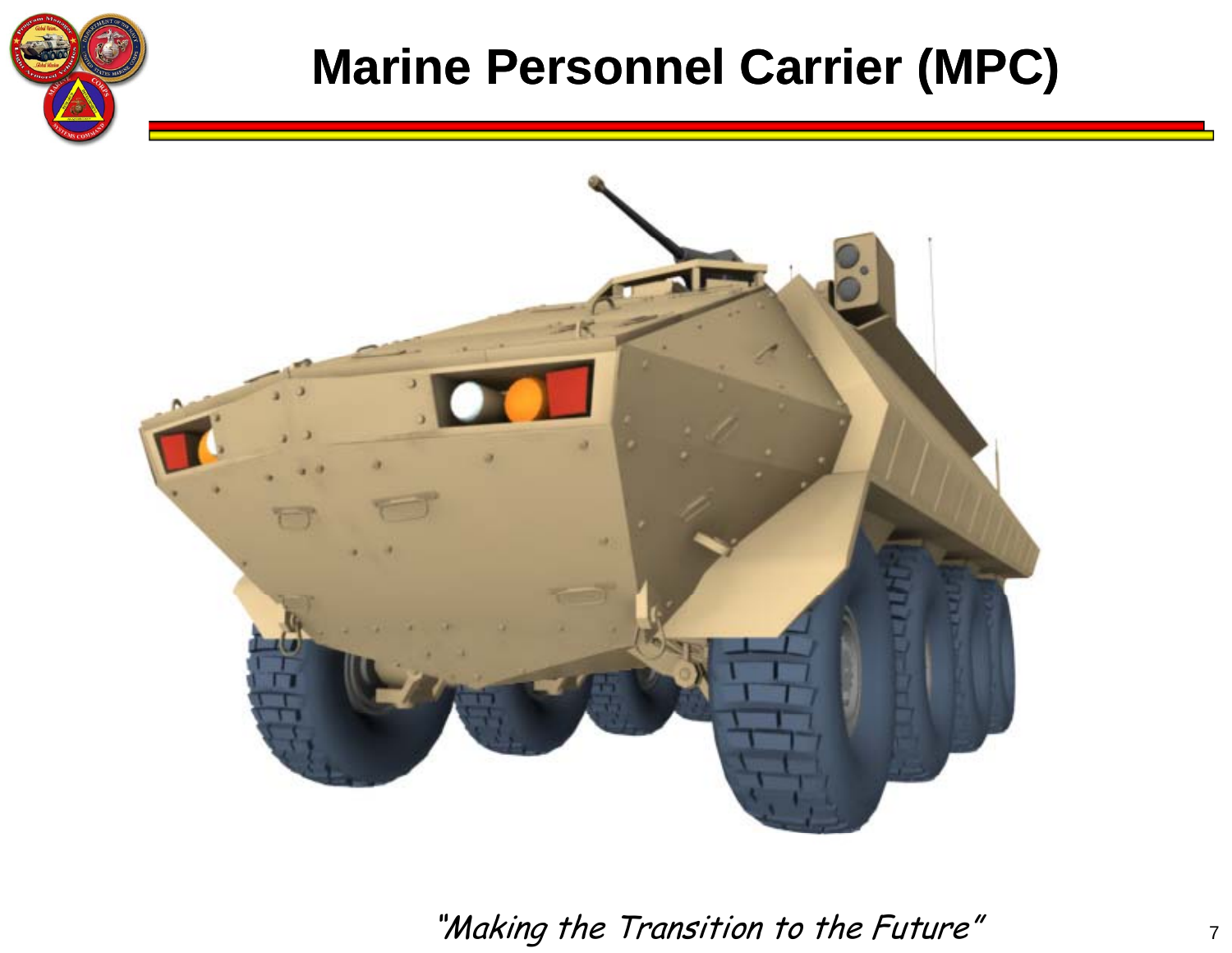# Marine Personnel Carrier (MPC)

*"Making the Transition to the Future"*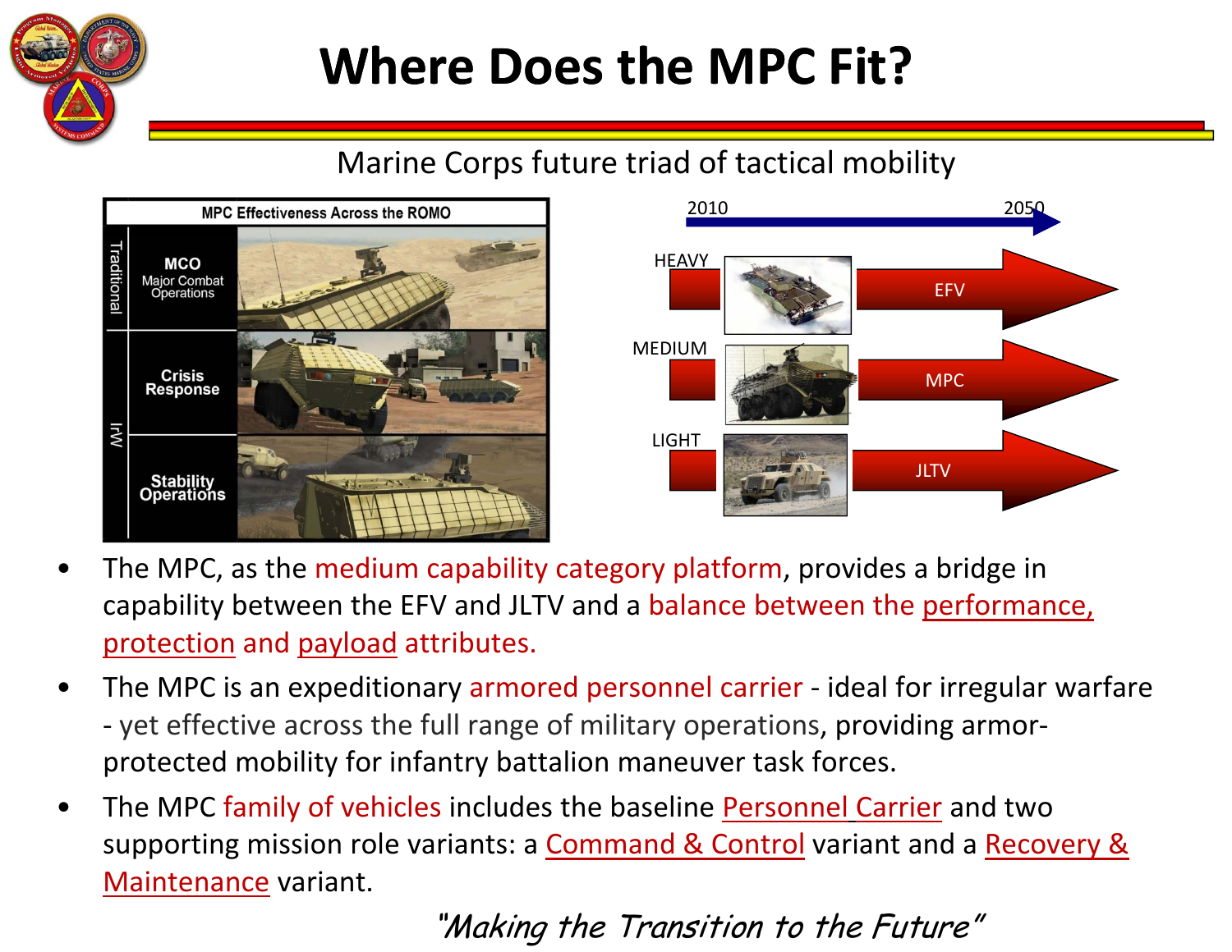# Where Does the MPC Fit?

Marine Corps future triad of tactical mobility

MPC Effectiveness Across the ROMO

| | | |
|---|---|---|
| Traditional | MCO Major Combat Operations | |
| IrW | Crisis Response | |
| | Stability Operations | |

2010 → 2050

- HEAVY — EFV
- MEDIUM — MPC
- LIGHT — JLTV

- The MPC, as the medium capability category platform, provides a bridge in capability between the EFV and JLTV and a balance between the performance, protection and payload attributes.
- The MPC is an expeditionary armored personnel carrier - ideal for irregular warfare - yet effective across the full range of military operations, providing armor-protected mobility for infantry battalion maneuver task forces.
- The MPC family of vehicles includes the baseline Personnel Carrier and two supporting mission role variants: a Command & Control variant and a Recovery & Maintenance variant.

*"Making the Transition to the Future"*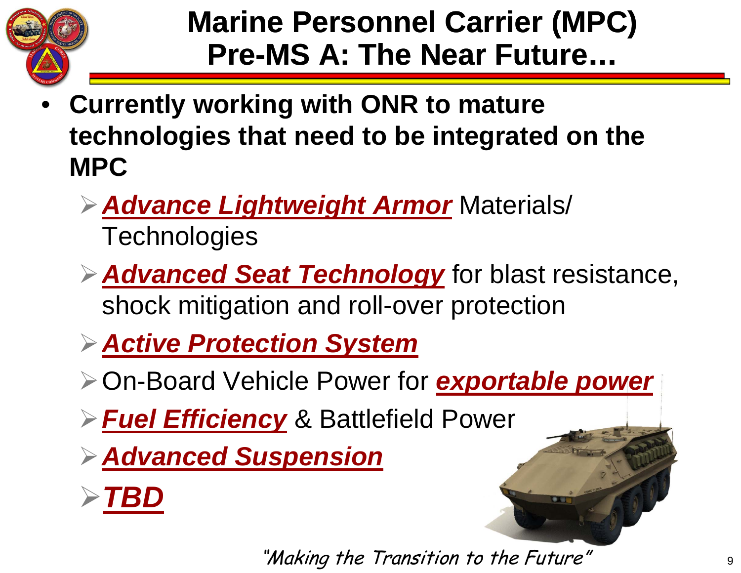# Marine Personnel Carrier (MPC) Pre-MS A: The Near Future…

- **Currently working with ONR to mature technologies that need to be integrated on the MPC**
  - ***Advance Lightweight Armor*** Materials/ Technologies
  - ***Advanced Seat Technology*** for blast resistance, shock mitigation and roll-over protection
  - ***Active Protection System***
  - On-Board Vehicle Power for ***exportable power***
  - ***Fuel Efficiency*** & Battlefield Power
  - ***Advanced Suspension***
  - ***TBD***

*"Making the Transition to the Future"*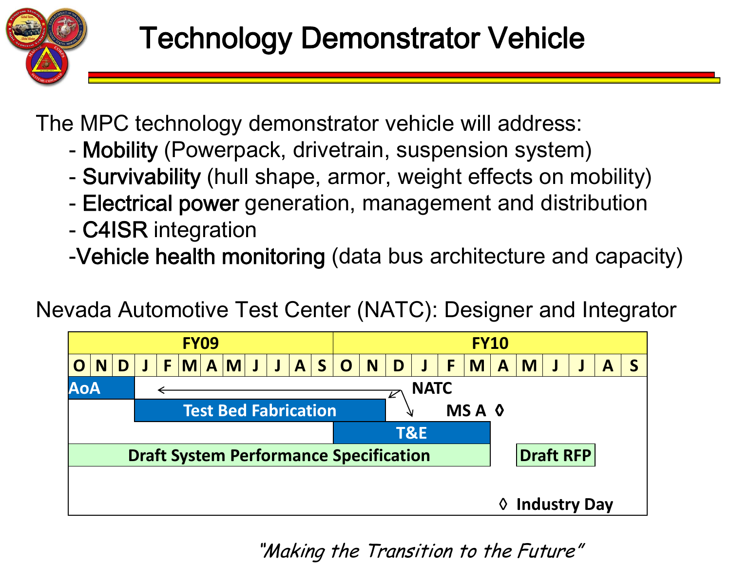# Technology Demonstrator Vehicle

The MPC technology demonstrator vehicle will address:

- **Mobility** (Powerpack, drivetrain, suspension system)
- **Survivability** (hull shape, armor, weight effects on mobility)
- **Electrical power** generation, management and distribution
- **C4ISR** integration
- **Vehicle health monitoring** (data bus architecture and capacity)

Nevada Automotive Test Center (NATC): Designer and Integrator

| FY09 | | | | | | | | | | | | FY10 | | | | | | | | | | | |
|---|---|---|---|---|---|---|---|---|---|---|---|---|---|---|---|---|---|---|---|---|---|---|---|
| O | N | D | J | F | M | A | M | J | J | A | S | O | N | D | J | F | M | A | M | J | J | A | S |

- **AoA**: O–D FY09
- **Test Bed Fabrication**: J FY09 – N FY10 (NATC)
- **T&E**: O FY10 – M FY10 (NATC)
- **MS A** ◊: end of M FY10
- **Draft System Performance Specification**: O FY09 – M FY10
- **Draft RFP**: M FY10 – J FY10
- ◊ **Industry Day**: A FY10

*"Making the Transition to the Future"*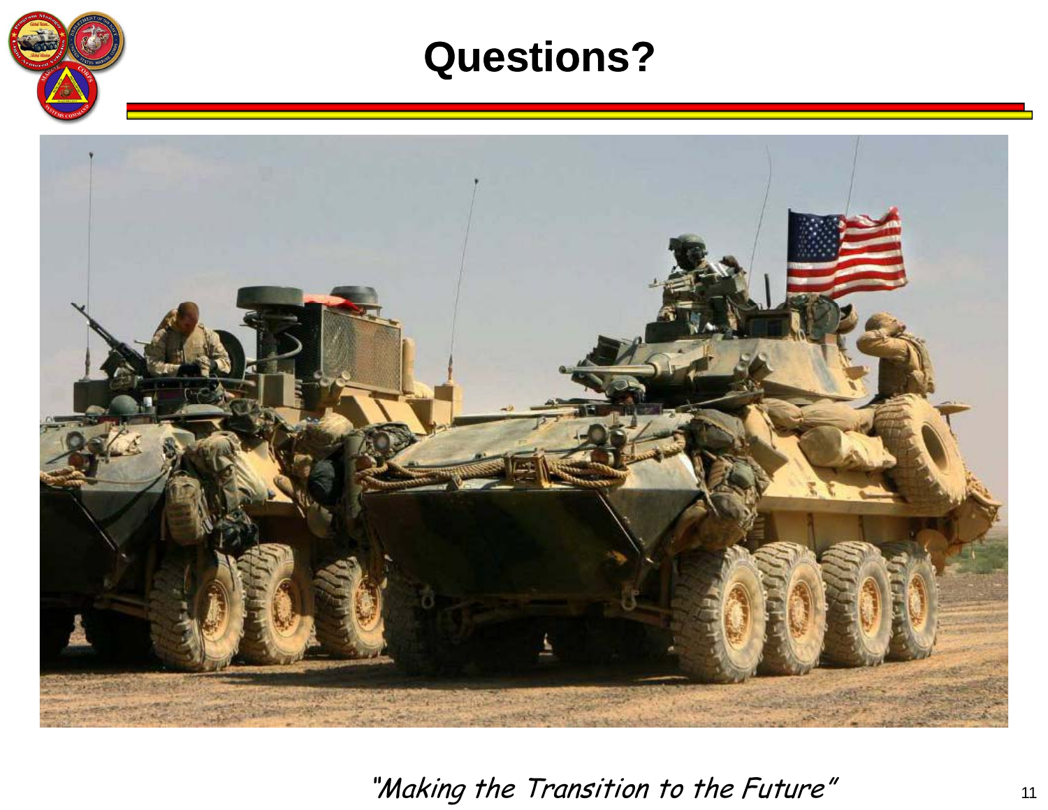# Questions?

*"Making the Transition to the Future"*